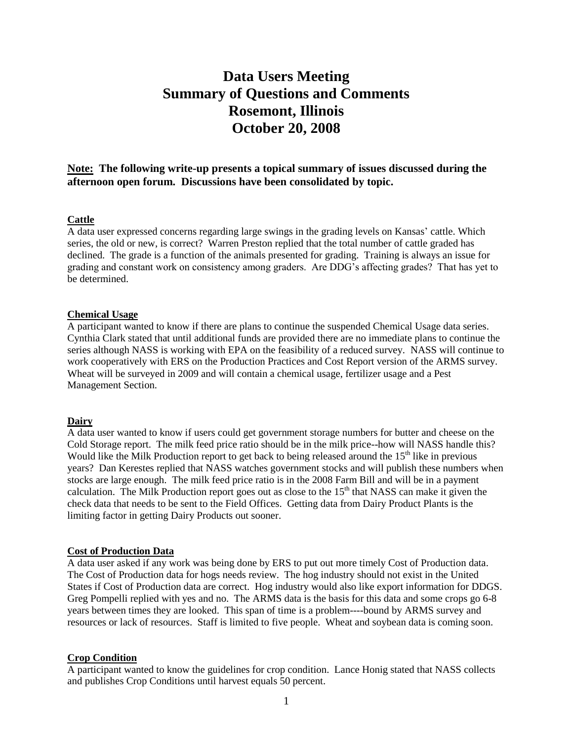# Data Users Meeting
# Summary of Questions and Comments
# Rosemont, Illinois
# October 20, 2008

**Note: The following write-up presents a topical summary of issues discussed during the afternoon open forum. Discussions have been consolidated by topic.**

## Cattle

A data user expressed concerns regarding large swings in the grading levels on Kansas' cattle. Which series, the old or new, is correct? Warren Preston replied that the total number of cattle graded has declined. The grade is a function of the animals presented for grading. Training is always an issue for grading and constant work on consistency among graders. Are DDG's affecting grades? That has yet to be determined.

## Chemical Usage

A participant wanted to know if there are plans to continue the suspended Chemical Usage data series. Cynthia Clark stated that until additional funds are provided there are no immediate plans to continue the series although NASS is working with EPA on the feasibility of a reduced survey. NASS will continue to work cooperatively with ERS on the Production Practices and Cost Report version of the ARMS survey. Wheat will be surveyed in 2009 and will contain a chemical usage, fertilizer usage and a Pest Management Section.

## Dairy

A data user wanted to know if users could get government storage numbers for butter and cheese on the Cold Storage report. The milk feed price ratio should be in the milk price--how will NASS handle this? Would like the Milk Production report to get back to being released around the 15th like in previous years? Dan Kerestes replied that NASS watches government stocks and will publish these numbers when stocks are large enough. The milk feed price ratio is in the 2008 Farm Bill and will be in a payment calculation. The Milk Production report goes out as close to the 15th that NASS can make it given the check data that needs to be sent to the Field Offices. Getting data from Dairy Product Plants is the limiting factor in getting Dairy Products out sooner.

## Cost of Production Data

A data user asked if any work was being done by ERS to put out more timely Cost of Production data. The Cost of Production data for hogs needs review. The hog industry should not exist in the United States if Cost of Production data are correct. Hog industry would also like export information for DDGS. Greg Pompelli replied with yes and no. The ARMS data is the basis for this data and some crops go 6-8 years between times they are looked. This span of time is a problem----bound by ARMS survey and resources or lack of resources. Staff is limited to five people. Wheat and soybean data is coming soon.

## Crop Condition

A participant wanted to know the guidelines for crop condition. Lance Honig stated that NASS collects and publishes Crop Conditions until harvest equals 50 percent.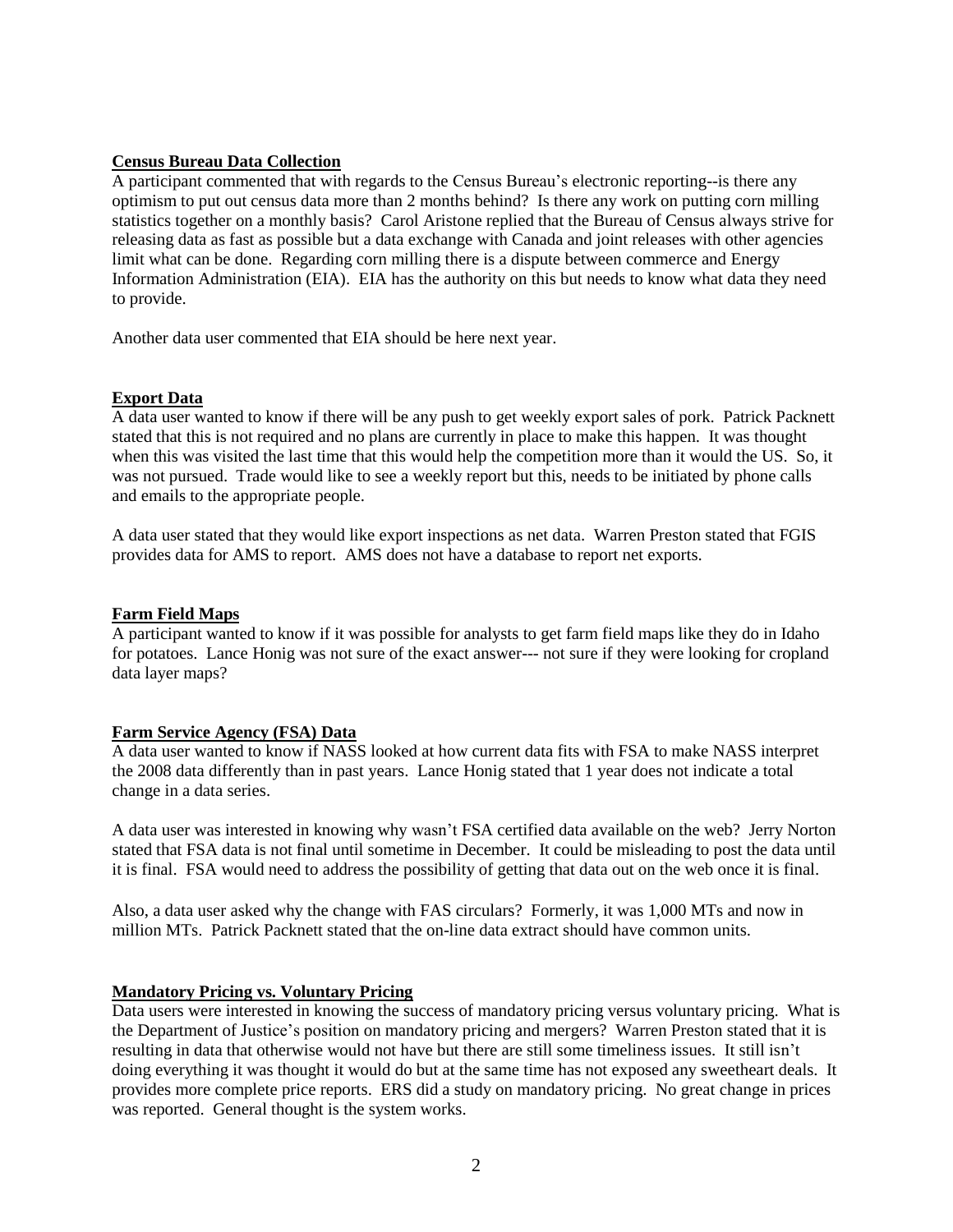**Census Bureau Data Collection**

A participant commented that with regards to the Census Bureau's electronic reporting--is there any optimism to put out census data more than 2 months behind? Is there any work on putting corn milling statistics together on a monthly basis? Carol Aristone replied that the Bureau of Census always strive for releasing data as fast as possible but a data exchange with Canada and joint releases with other agencies limit what can be done. Regarding corn milling there is a dispute between commerce and Energy Information Administration (EIA). EIA has the authority on this but needs to know what data they need to provide.

Another data user commented that EIA should be here next year.

**Export Data**

A data user wanted to know if there will be any push to get weekly export sales of pork. Patrick Packnett stated that this is not required and no plans are currently in place to make this happen. It was thought when this was visited the last time that this would help the competition more than it would the US. So, it was not pursued. Trade would like to see a weekly report but this, needs to be initiated by phone calls and emails to the appropriate people.

A data user stated that they would like export inspections as net data. Warren Preston stated that FGIS provides data for AMS to report. AMS does not have a database to report net exports.

**Farm Field Maps**

A participant wanted to know if it was possible for analysts to get farm field maps like they do in Idaho for potatoes. Lance Honig was not sure of the exact answer--- not sure if they were looking for cropland data layer maps?

**Farm Service Agency (FSA) Data**

A data user wanted to know if NASS looked at how current data fits with FSA to make NASS interpret the 2008 data differently than in past years. Lance Honig stated that 1 year does not indicate a total change in a data series.

A data user was interested in knowing why wasn't FSA certified data available on the web? Jerry Norton stated that FSA data is not final until sometime in December. It could be misleading to post the data until it is final. FSA would need to address the possibility of getting that data out on the web once it is final.

Also, a data user asked why the change with FAS circulars? Formerly, it was 1,000 MTs and now in million MTs. Patrick Packnett stated that the on-line data extract should have common units.

**Mandatory Pricing vs. Voluntary Pricing**

Data users were interested in knowing the success of mandatory pricing versus voluntary pricing. What is the Department of Justice's position on mandatory pricing and mergers? Warren Preston stated that it is resulting in data that otherwise would not have but there are still some timeliness issues. It still isn't doing everything it was thought it would do but at the same time has not exposed any sweetheart deals. It provides more complete price reports. ERS did a study on mandatory pricing. No great change in prices was reported. General thought is the system works.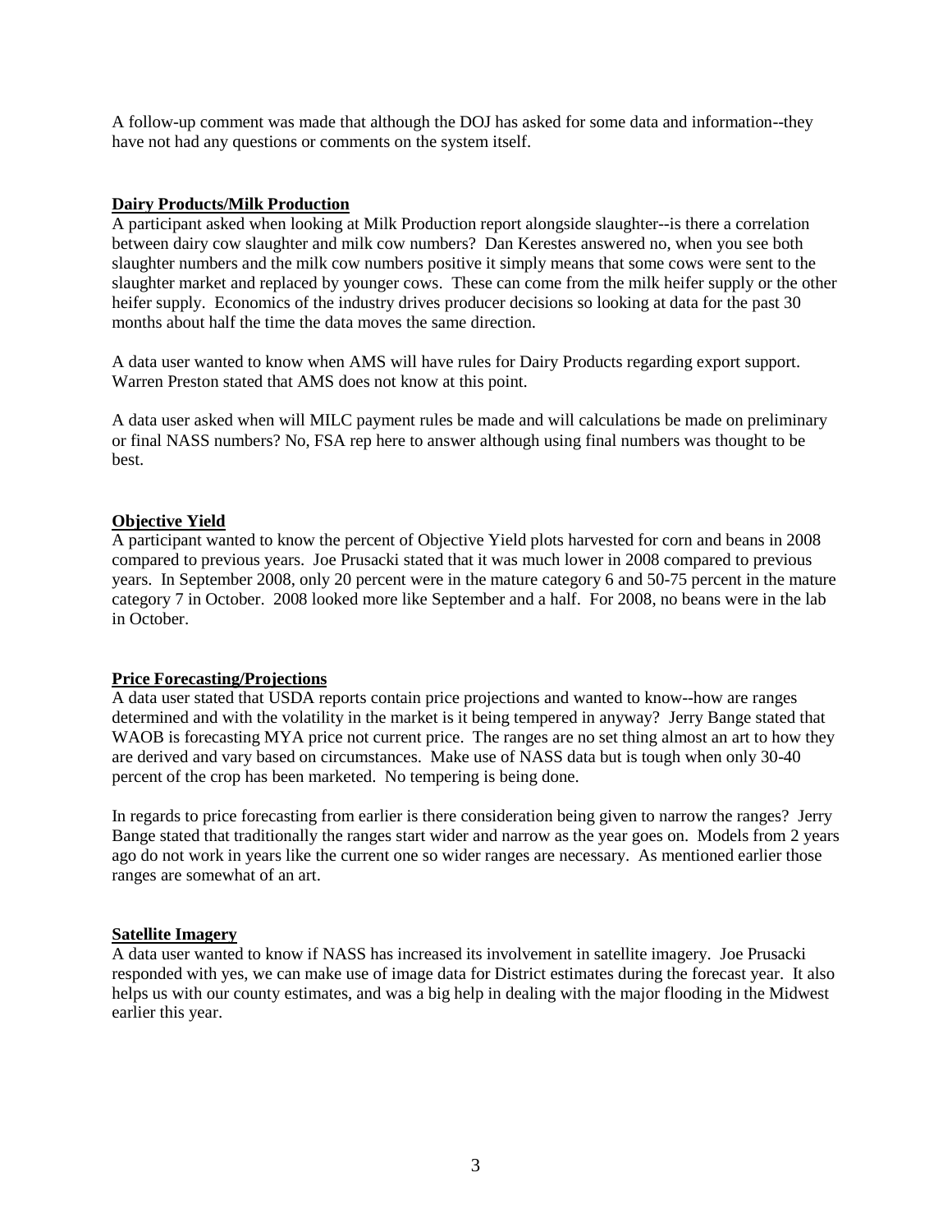A follow-up comment was made that although the DOJ has asked for some data and information--they have not had any questions or comments on the system itself.

**Dairy Products/Milk Production**

A participant asked when looking at Milk Production report alongside slaughter--is there a correlation between dairy cow slaughter and milk cow numbers? Dan Kerestes answered no, when you see both slaughter numbers and the milk cow numbers positive it simply means that some cows were sent to the slaughter market and replaced by younger cows. These can come from the milk heifer supply or the other heifer supply. Economics of the industry drives producer decisions so looking at data for the past 30 months about half the time the data moves the same direction.

A data user wanted to know when AMS will have rules for Dairy Products regarding export support. Warren Preston stated that AMS does not know at this point.

A data user asked when will MILC payment rules be made and will calculations be made on preliminary or final NASS numbers? No, FSA rep here to answer although using final numbers was thought to be best.

**Objective Yield**

A participant wanted to know the percent of Objective Yield plots harvested for corn and beans in 2008 compared to previous years. Joe Prusacki stated that it was much lower in 2008 compared to previous years. In September 2008, only 20 percent were in the mature category 6 and 50-75 percent in the mature category 7 in October. 2008 looked more like September and a half. For 2008, no beans were in the lab in October.

**Price Forecasting/Projections**

A data user stated that USDA reports contain price projections and wanted to know--how are ranges determined and with the volatility in the market is it being tempered in anyway? Jerry Bange stated that WAOB is forecasting MYA price not current price. The ranges are no set thing almost an art to how they are derived and vary based on circumstances. Make use of NASS data but is tough when only 30-40 percent of the crop has been marketed. No tempering is being done.

In regards to price forecasting from earlier is there consideration being given to narrow the ranges? Jerry Bange stated that traditionally the ranges start wider and narrow as the year goes on. Models from 2 years ago do not work in years like the current one so wider ranges are necessary. As mentioned earlier those ranges are somewhat of an art.

**Satellite Imagery**

A data user wanted to know if NASS has increased its involvement in satellite imagery. Joe Prusacki responded with yes, we can make use of image data for District estimates during the forecast year. It also helps us with our county estimates, and was a big help in dealing with the major flooding in the Midwest earlier this year.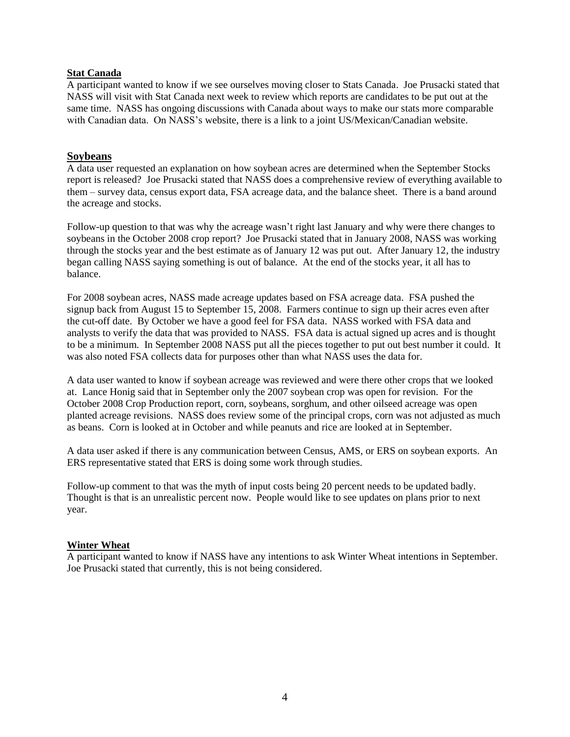## Stat Canada

A participant wanted to know if we see ourselves moving closer to Stats Canada. Joe Prusacki stated that NASS will visit with Stat Canada next week to review which reports are candidates to be put out at the same time. NASS has ongoing discussions with Canada about ways to make our stats more comparable with Canadian data. On NASS's website, there is a link to a joint US/Mexican/Canadian website.

## Soybeans

A data user requested an explanation on how soybean acres are determined when the September Stocks report is released? Joe Prusacki stated that NASS does a comprehensive review of everything available to them – survey data, census export data, FSA acreage data, and the balance sheet. There is a band around the acreage and stocks.

Follow-up question to that was why the acreage wasn't right last January and why were there changes to soybeans in the October 2008 crop report? Joe Prusacki stated that in January 2008, NASS was working through the stocks year and the best estimate as of January 12 was put out. After January 12, the industry began calling NASS saying something is out of balance. At the end of the stocks year, it all has to balance.

For 2008 soybean acres, NASS made acreage updates based on FSA acreage data. FSA pushed the signup back from August 15 to September 15, 2008. Farmers continue to sign up their acres even after the cut-off date. By October we have a good feel for FSA data. NASS worked with FSA data and analysts to verify the data that was provided to NASS. FSA data is actual signed up acres and is thought to be a minimum. In September 2008 NASS put all the pieces together to put out best number it could. It was also noted FSA collects data for purposes other than what NASS uses the data for.

A data user wanted to know if soybean acreage was reviewed and were there other crops that we looked at. Lance Honig said that in September only the 2007 soybean crop was open for revision. For the October 2008 Crop Production report, corn, soybeans, sorghum, and other oilseed acreage was open planted acreage revisions. NASS does review some of the principal crops, corn was not adjusted as much as beans. Corn is looked at in October and while peanuts and rice are looked at in September.

A data user asked if there is any communication between Census, AMS, or ERS on soybean exports. An ERS representative stated that ERS is doing some work through studies.

Follow-up comment to that was the myth of input costs being 20 percent needs to be updated badly. Thought is that is an unrealistic percent now. People would like to see updates on plans prior to next year.

## Winter Wheat

A participant wanted to know if NASS have any intentions to ask Winter Wheat intentions in September. Joe Prusacki stated that currently, this is not being considered.